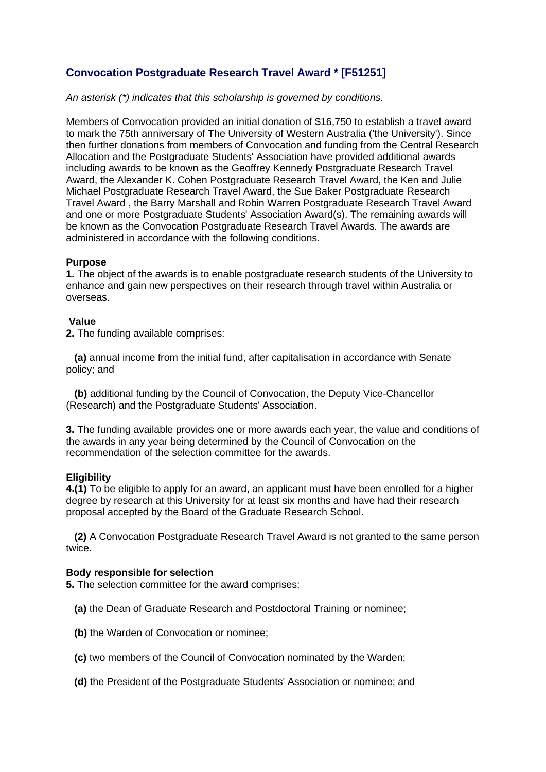## Convocation Postgraduate Research Travel Award * [F51251]

*An asterisk (*) indicates that this scholarship is governed by conditions.*

Members of Convocation provided an initial donation of $16,750 to establish a travel award to mark the 75th anniversary of The University of Western Australia ('the University'). Since then further donations from members of Convocation and funding from the Central Research Allocation and the Postgraduate Students' Association have provided additional awards including awards to be known as the Geoffrey Kennedy Postgraduate Research Travel Award, the Alexander K. Cohen Postgraduate Research Travel Award, the Ken and Julie Michael Postgraduate Research Travel Award, the Sue Baker Postgraduate Research Travel Award , the Barry Marshall and Robin Warren Postgraduate Research Travel Award and one or more Postgraduate Students' Association Award(s). The remaining awards will be known as the Convocation Postgraduate Research Travel Awards. The awards are administered in accordance with the following conditions.

**Purpose**

**1.** The object of the awards is to enable postgraduate research students of the University to enhance and gain new perspectives on their research through travel within Australia or overseas.

**Value**

**2.** The funding available comprises:

**(a)** annual income from the initial fund, after capitalisation in accordance with Senate policy; and

**(b)** additional funding by the Council of Convocation, the Deputy Vice-Chancellor (Research) and the Postgraduate Students' Association.

**3.** The funding available provides one or more awards each year, the value and conditions of the awards in any year being determined by the Council of Convocation on the recommendation of the selection committee for the awards.

**Eligibility**

**4.(1)** To be eligible to apply for an award, an applicant must have been enrolled for a higher degree by research at this University for at least six months and have had their research proposal accepted by the Board of the Graduate Research School.

**(2)** A Convocation Postgraduate Research Travel Award is not granted to the same person twice.

**Body responsible for selection**

**5.** The selection committee for the award comprises:

**(a)** the Dean of Graduate Research and Postdoctoral Training or nominee;

**(b)** the Warden of Convocation or nominee;

**(c)** two members of the Council of Convocation nominated by the Warden;

**(d)** the President of the Postgraduate Students' Association or nominee; and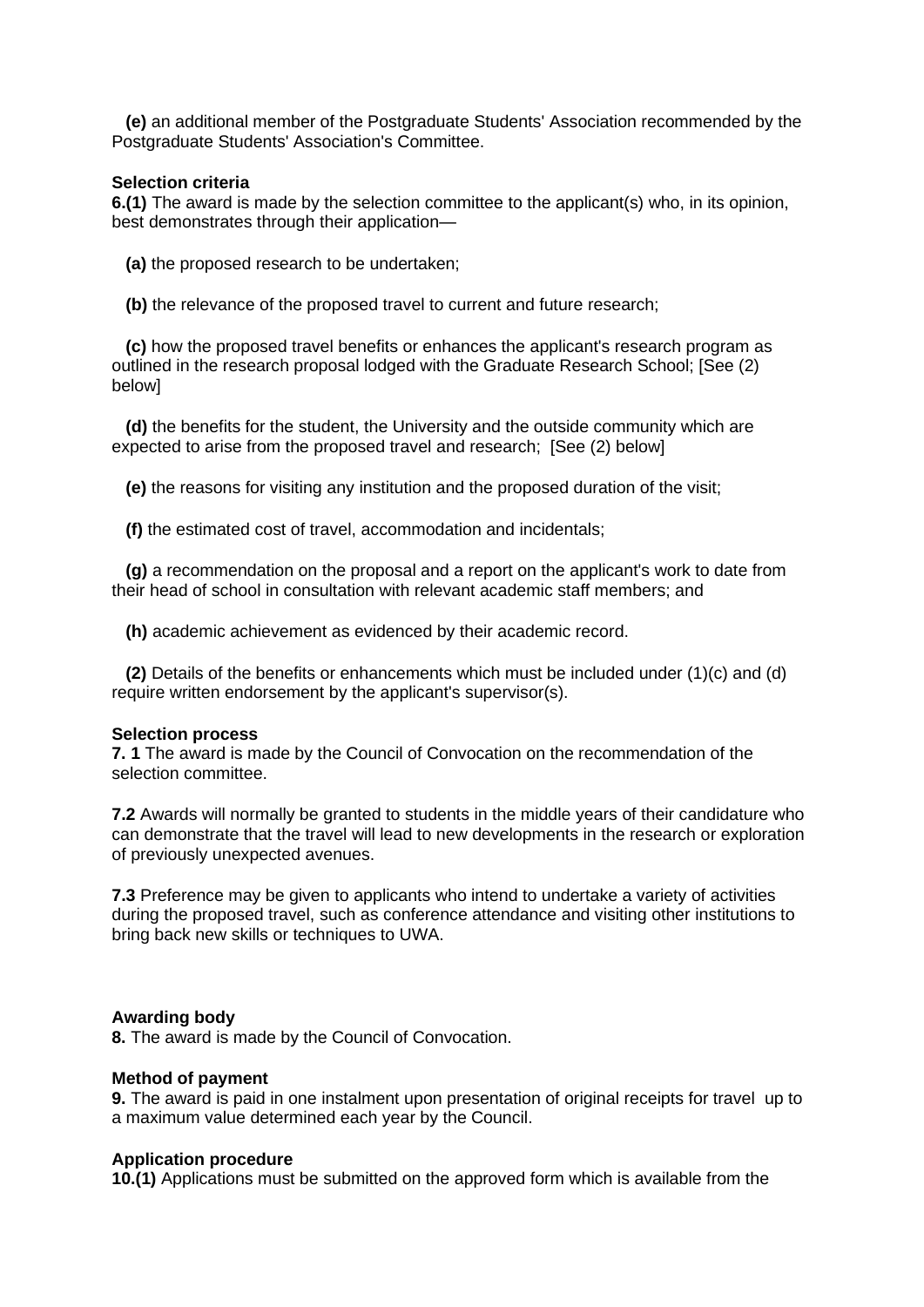**(e)** an additional member of the Postgraduate Students' Association recommended by the Postgraduate Students' Association's Committee.

**Selection criteria**

**6.(1)** The award is made by the selection committee to the applicant(s) who, in its opinion, best demonstrates through their application—

**(a)** the proposed research to be undertaken;

**(b)** the relevance of the proposed travel to current and future research;

**(c)** how the proposed travel benefits or enhances the applicant's research program as outlined in the research proposal lodged with the Graduate Research School; [See (2) below]

**(d)** the benefits for the student, the University and the outside community which are expected to arise from the proposed travel and research; [See (2) below]

**(e)** the reasons for visiting any institution and the proposed duration of the visit;

**(f)** the estimated cost of travel, accommodation and incidentals;

**(g)** a recommendation on the proposal and a report on the applicant's work to date from their head of school in consultation with relevant academic staff members; and

**(h)** academic achievement as evidenced by their academic record.

**(2)** Details of the benefits or enhancements which must be included under (1)(c) and (d) require written endorsement by the applicant's supervisor(s).

**Selection process**

**7. 1** The award is made by the Council of Convocation on the recommendation of the selection committee.

**7.2** Awards will normally be granted to students in the middle years of their candidature who can demonstrate that the travel will lead to new developments in the research or exploration of previously unexpected avenues.

**7.3** Preference may be given to applicants who intend to undertake a variety of activities during the proposed travel, such as conference attendance and visiting other institutions to bring back new skills or techniques to UWA.

**Awarding body**

**8.** The award is made by the Council of Convocation.

**Method of payment**

**9.** The award is paid in one instalment upon presentation of original receipts for travel up to a maximum value determined each year by the Council.

**Application procedure**

**10.(1)** Applications must be submitted on the approved form which is available from the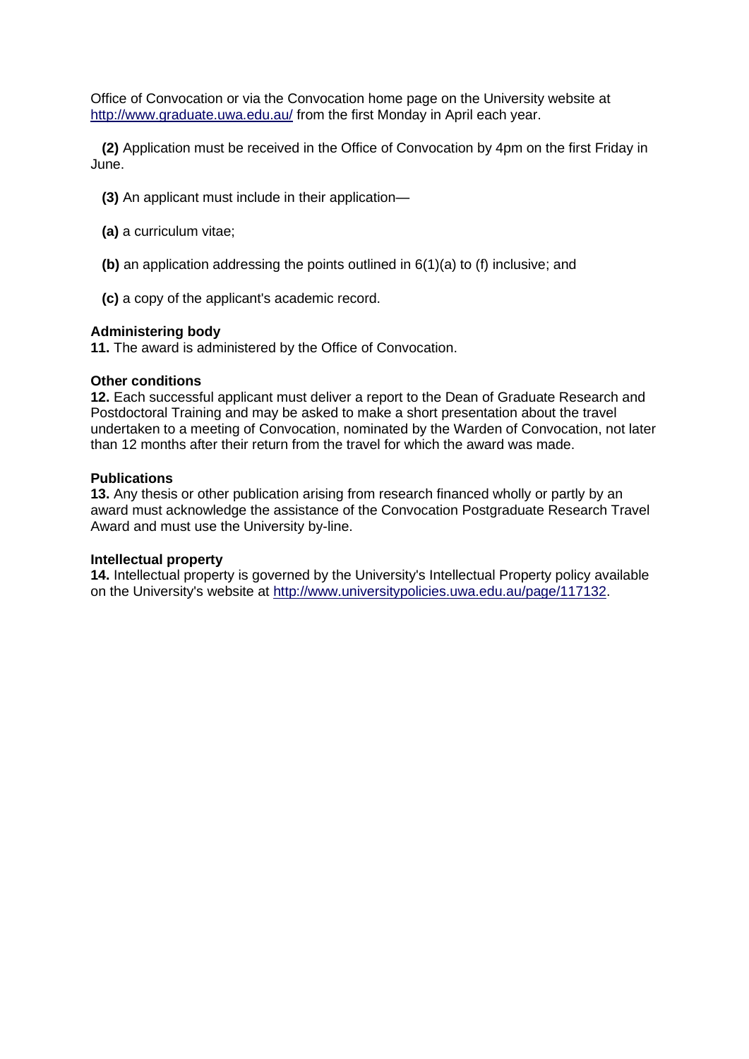Office of Convocation or via the Convocation home page on the University website at http://www.graduate.uwa.edu.au/ from the first Monday in April each year.

**(2)** Application must be received in the Office of Convocation by 4pm on the first Friday in June.

**(3)** An applicant must include in their application—

**(a)** a curriculum vitae;

**(b)** an application addressing the points outlined in 6(1)(a) to (f) inclusive; and

**(c)** a copy of the applicant's academic record.

**Administering body**

**11.** The award is administered by the Office of Convocation.

**Other conditions**

**12.** Each successful applicant must deliver a report to the Dean of Graduate Research and Postdoctoral Training and may be asked to make a short presentation about the travel undertaken to a meeting of Convocation, nominated by the Warden of Convocation, not later than 12 months after their return from the travel for which the award was made.

**Publications**

**13.** Any thesis or other publication arising from research financed wholly or partly by an award must acknowledge the assistance of the Convocation Postgraduate Research Travel Award and must use the University by-line.

**Intellectual property**

**14.** Intellectual property is governed by the University's Intellectual Property policy available on the University's website at http://www.universitypolicies.uwa.edu.au/page/117132.